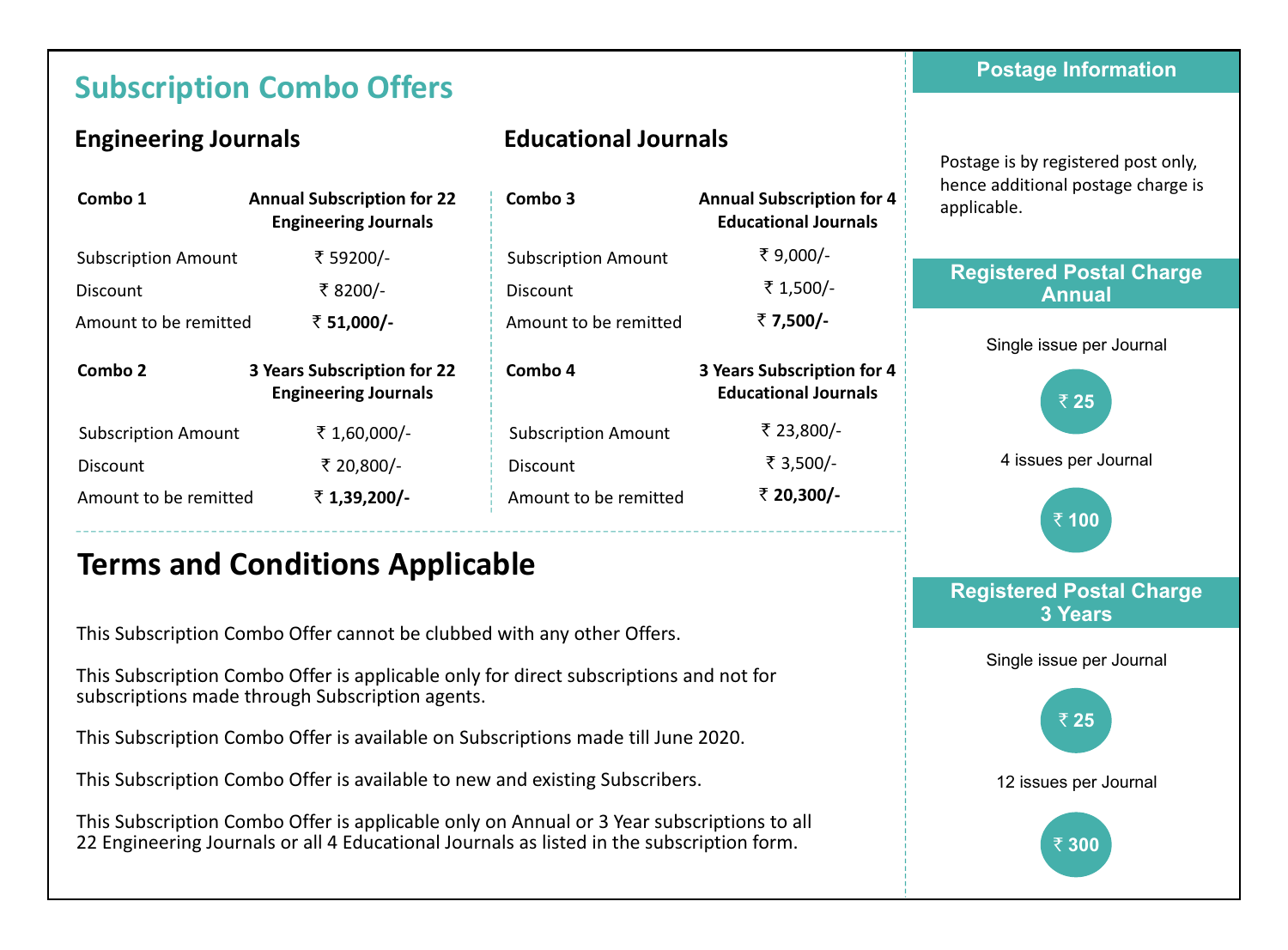# Subscription Combo Offers

## Engineering Journals

| Combo 1 | Annual Subscription for 22 Engineering Journals |
|---|---|
| Subscription Amount | ₹ 59200/- |
| Discount | ₹ 8200/- |
| Amount to be remitted | **₹ 51,000/-** |

| Combo 2 | 3 Years Subscription for 22 Engineering Journals |
|---|---|
| Subscription Amount | ₹ 1,60,000/- |
| Discount | ₹ 20,800/- |
| Amount to be remitted | **₹ 1,39,200/-** |

## Educational Journals

| Combo 3 | Annual Subscription for 4 Educational Journals |
|---|---|
| Subscription Amount | ₹ 9,000/- |
| Discount | ₹ 1,500/- |
| Amount to be remitted | **₹ 7,500/-** |

| Combo 4 | 3 Years Subscription for 4 Educational Journals |
|---|---|
| Subscription Amount | ₹ 23,800/- |
| Discount | ₹ 3,500/- |
| Amount to be remitted | **₹ 20,300/-** |

# Terms and Conditions Applicable

This Subscription Combo Offer cannot be clubbed with any other Offers.

This Subscription Combo Offer is applicable only for direct subscriptions and not for subscriptions made through Subscription agents.

This Subscription Combo Offer is available on Subscriptions made till June 2020.

This Subscription Combo Offer is available to new and existing Subscribers.

This Subscription Combo Offer is applicable only on Annual or 3 Year subscriptions to all 22 Engineering Journals or all 4 Educational Journals as listed in the subscription form.

## Postage Information

Postage is by registered post only, hence additional postage charge is applicable.

### Registered Postal Charge Annual

Single issue per Journal

**₹ 25**

4 issues per Journal

**₹ 100**

### Registered Postal Charge 3 Years

Single issue per Journal

**₹ 25**

12 issues per Journal

**₹ 300**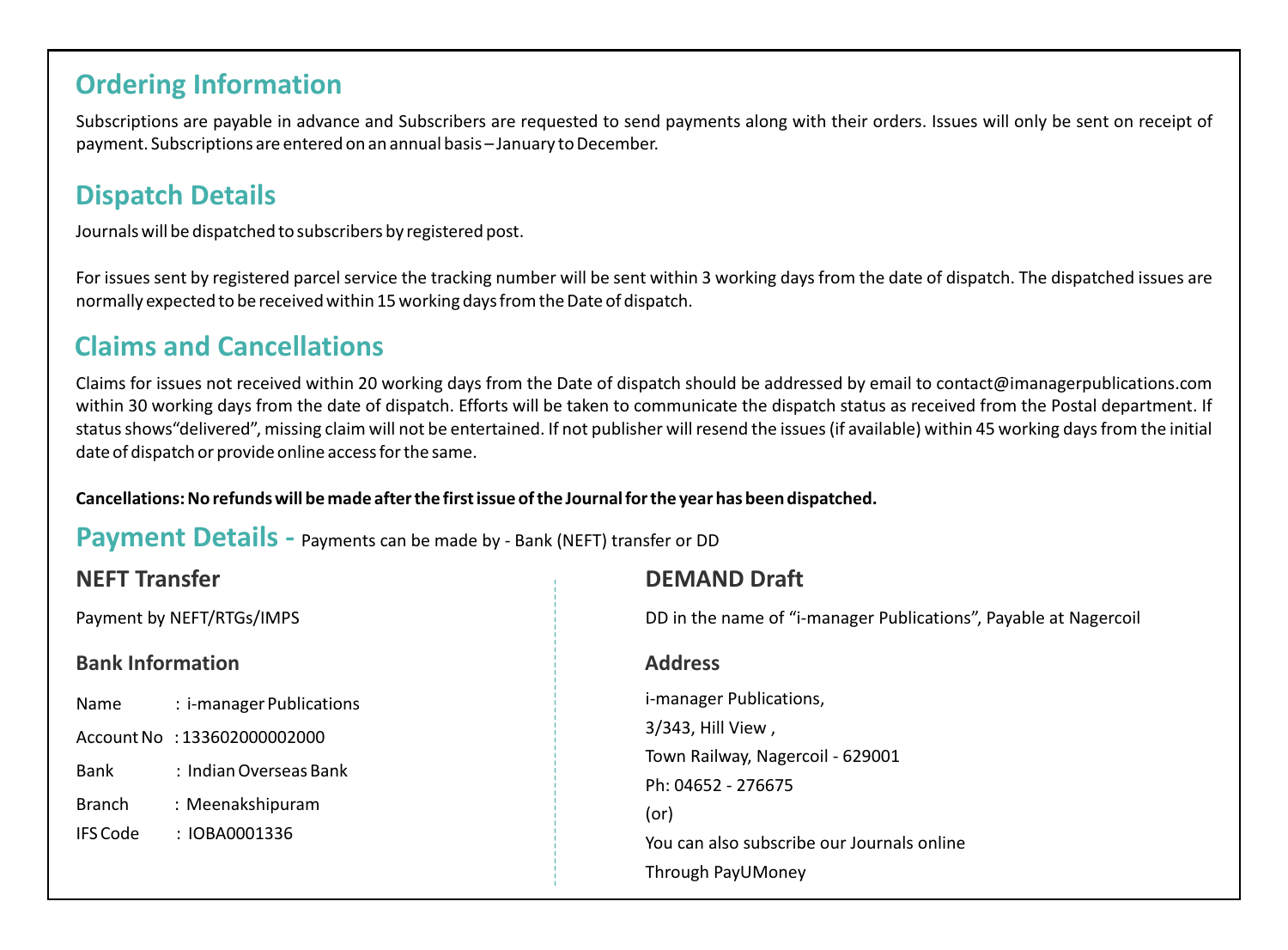## Ordering Information

Subscriptions are payable in advance and Subscribers are requested to send payments along with their orders. Issues will only be sent on receipt of payment. Subscriptions are entered on an annual basis – January to December.

## Dispatch Details

Journals will be dispatched to subscribers by registered post.

For issues sent by registered parcel service the tracking number will be sent within 3 working days from the date of dispatch. The dispatched issues are normally expected to be received within 15 working days from the Date of dispatch.

## Claims and Cancellations

Claims for issues not received within 20 working days from the Date of dispatch should be addressed by email to contact@imanagerpublications.com within 30 working days from the date of dispatch. Efforts will be taken to communicate the dispatch status as received from the Postal department. If status shows"delivered", missing claim will not be entertained. If not publisher will resend the issues (if available) within 45 working days from the initial date of dispatch or provide online access for the same.

**Cancellations: No refunds will be made after the first issue of the Journal for the year has been dispatched.**

## Payment Details - Payments can be made by - Bank (NEFT) transfer or DD

### NEFT Transfer

Payment by NEFT/RTGs/IMPS

#### Bank Information

Name : i-manager Publications

Account No : 133602000002000

Bank : Indian Overseas Bank

Branch : Meenakshipuram

IFS Code : IOBA0001336

### DEMAND Draft

DD in the name of "i-manager Publications", Payable at Nagercoil

#### Address

i-manager Publications,

3/343, Hill View ,

Town Railway, Nagercoil - 629001

Ph: 04652 - 276675

(or)

You can also subscribe our Journals online

Through PayUMoney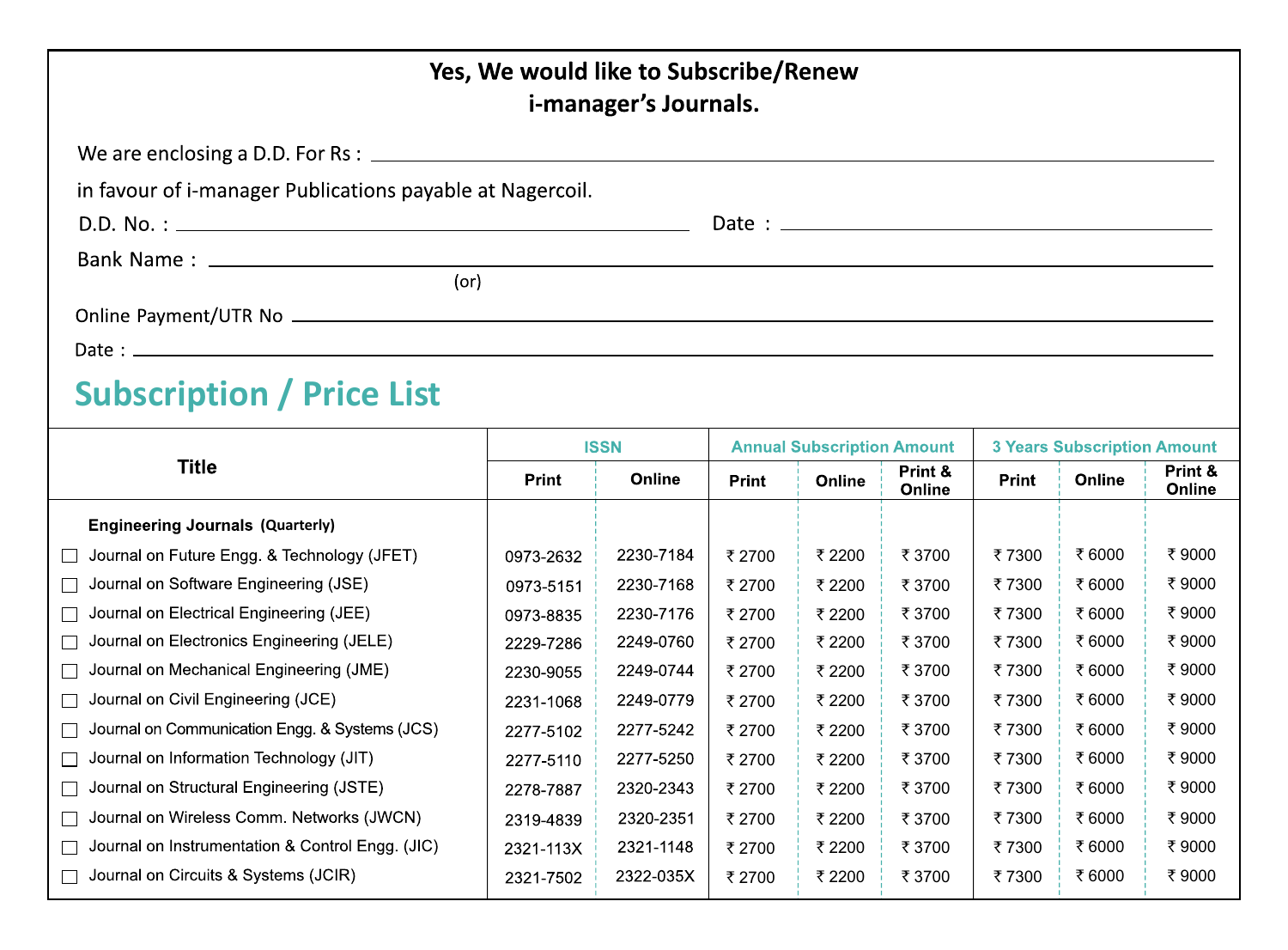**Yes, We would like to Subscribe/Renew i-manager's Journals.**

We are enclosing a D.D. For Rs : ____________________

in favour of i-manager Publications payable at Nagercoil.

D.D. No. : ____________________ Date : ____________________

Bank Name : ____________________

(or)

Online Payment/UTR No ____________________

Date : ____________________

## Subscription / Price List

| Title | ISSN | | Annual Subscription Amount | | | 3 Years Subscription Amount | | |
|---|---|---|---|---|---|---|---|---|
| | Print | Online | Print | Online | Print & Online | Print | Online | Print & Online |
| **Engineering Journals (Quarterly)** | | | | | | | | |
| ☐ Journal on Future Engg. & Technology (JFET) | 0973-2632 | 2230-7184 | ₹ 2700 | ₹ 2200 | ₹ 3700 | ₹ 7300 | ₹ 6000 | ₹ 9000 |
| ☐ Journal on Software Engineering (JSE) | 0973-5151 | 2230-7168 | ₹ 2700 | ₹ 2200 | ₹ 3700 | ₹ 7300 | ₹ 6000 | ₹ 9000 |
| ☐ Journal on Electrical Engineering (JEE) | 0973-8835 | 2230-7176 | ₹ 2700 | ₹ 2200 | ₹ 3700 | ₹ 7300 | ₹ 6000 | ₹ 9000 |
| ☐ Journal on Electronics Engineering (JELE) | 2229-7286 | 2249-0760 | ₹ 2700 | ₹ 2200 | ₹ 3700 | ₹ 7300 | ₹ 6000 | ₹ 9000 |
| ☐ Journal on Mechanical Engineering (JME) | 2230-9055 | 2249-0744 | ₹ 2700 | ₹ 2200 | ₹ 3700 | ₹ 7300 | ₹ 6000 | ₹ 9000 |
| ☐ Journal on Civil Engineering (JCE) | 2231-1068 | 2249-0779 | ₹ 2700 | ₹ 2200 | ₹ 3700 | ₹ 7300 | ₹ 6000 | ₹ 9000 |
| ☐ Journal on Communication Engg. & Systems (JCS) | 2277-5102 | 2277-5242 | ₹ 2700 | ₹ 2200 | ₹ 3700 | ₹ 7300 | ₹ 6000 | ₹ 9000 |
| ☐ Journal on Information Technology (JIT) | 2277-5110 | 2277-5250 | ₹ 2700 | ₹ 2200 | ₹ 3700 | ₹ 7300 | ₹ 6000 | ₹ 9000 |
| ☐ Journal on Structural Engineering (JSTE) | 2278-7887 | 2320-2343 | ₹ 2700 | ₹ 2200 | ₹ 3700 | ₹ 7300 | ₹ 6000 | ₹ 9000 |
| ☐ Journal on Wireless Comm. Networks (JWCN) | 2319-4839 | 2320-2351 | ₹ 2700 | ₹ 2200 | ₹ 3700 | ₹ 7300 | ₹ 6000 | ₹ 9000 |
| ☐ Journal on Instrumentation & Control Engg. (JIC) | 2321-113X | 2321-1148 | ₹ 2700 | ₹ 2200 | ₹ 3700 | ₹ 7300 | ₹ 6000 | ₹ 9000 |
| ☐ Journal on Circuits & Systems (JCIR) | 2321-7502 | 2322-035X | ₹ 2700 | ₹ 2200 | ₹ 3700 | ₹ 7300 | ₹ 6000 | ₹ 9000 |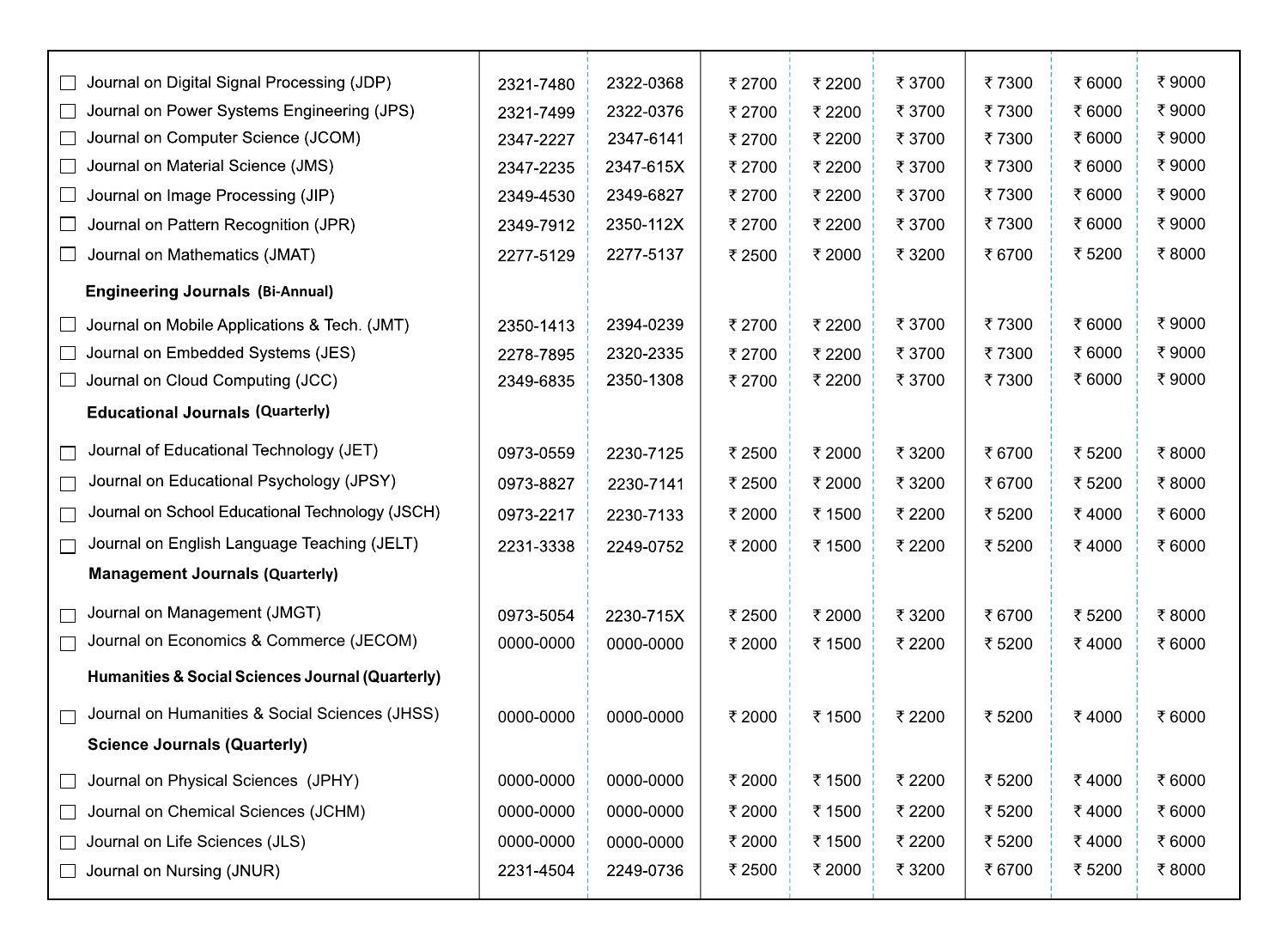| | | | | | | | | |
|---|---|---|---|---|---|---|---|---|
| ☐ Journal on Digital Signal Processing (JDP) | 2321-7480 | 2322-0368 | ₹ 2700 | ₹ 2200 | ₹ 3700 | ₹ 7300 | ₹ 6000 | ₹ 9000 |
| ☐ Journal on Power Systems Engineering (JPS) | 2321-7499 | 2322-0376 | ₹ 2700 | ₹ 2200 | ₹ 3700 | ₹ 7300 | ₹ 6000 | ₹ 9000 |
| ☐ Journal on Computer Science (JCOM) | 2347-2227 | 2347-6141 | ₹ 2700 | ₹ 2200 | ₹ 3700 | ₹ 7300 | ₹ 6000 | ₹ 9000 |
| ☐ Journal on Material Science (JMS) | 2347-2235 | 2347-615X | ₹ 2700 | ₹ 2200 | ₹ 3700 | ₹ 7300 | ₹ 6000 | ₹ 9000 |
| ☐ Journal on Image Processing (JIP) | 2349-4530 | 2349-6827 | ₹ 2700 | ₹ 2200 | ₹ 3700 | ₹ 7300 | ₹ 6000 | ₹ 9000 |
| ☐ Journal on Pattern Recognition (JPR) | 2349-7912 | 2350-112X | ₹ 2700 | ₹ 2200 | ₹ 3700 | ₹ 7300 | ₹ 6000 | ₹ 9000 |
| ☐ Journal on Mathematics (JMAT) | 2277-5129 | 2277-5137 | ₹ 2500 | ₹ 2000 | ₹ 3200 | ₹ 6700 | ₹ 5200 | ₹ 8000 |
| **Engineering Journals (Bi-Annual)** | | | | | | | | |
| ☐ Journal on Mobile Applications & Tech. (JMT) | 2350-1413 | 2394-0239 | ₹ 2700 | ₹ 2200 | ₹ 3700 | ₹ 7300 | ₹ 6000 | ₹ 9000 |
| ☐ Journal on Embedded Systems (JES) | 2278-7895 | 2320-2335 | ₹ 2700 | ₹ 2200 | ₹ 3700 | ₹ 7300 | ₹ 6000 | ₹ 9000 |
| ☐ Journal on Cloud Computing (JCC) | 2349-6835 | 2350-1308 | ₹ 2700 | ₹ 2200 | ₹ 3700 | ₹ 7300 | ₹ 6000 | ₹ 9000 |
| **Educational Journals (Quarterly)** | | | | | | | | |
| ☐ Journal of Educational Technology (JET) | 0973-0559 | 2230-7125 | ₹ 2500 | ₹ 2000 | ₹ 3200 | ₹ 6700 | ₹ 5200 | ₹ 8000 |
| ☐ Journal on Educational Psychology (JPSY) | 0973-8827 | 2230-7141 | ₹ 2500 | ₹ 2000 | ₹ 3200 | ₹ 6700 | ₹ 5200 | ₹ 8000 |
| ☐ Journal on School Educational Technology (JSCH) | 0973-2217 | 2230-7133 | ₹ 2000 | ₹ 1500 | ₹ 2200 | ₹ 5200 | ₹ 4000 | ₹ 6000 |
| ☐ Journal on English Language Teaching (JELT) | 2231-3338 | 2249-0752 | ₹ 2000 | ₹ 1500 | ₹ 2200 | ₹ 5200 | ₹ 4000 | ₹ 6000 |
| **Management Journals (Quarterly)** | | | | | | | | |
| ☐ Journal on Management (JMGT) | 0973-5054 | 2230-715X | ₹ 2500 | ₹ 2000 | ₹ 3200 | ₹ 6700 | ₹ 5200 | ₹ 8000 |
| ☐ Journal on Economics & Commerce (JECOM) | 0000-0000 | 0000-0000 | ₹ 2000 | ₹ 1500 | ₹ 2200 | ₹ 5200 | ₹ 4000 | ₹ 6000 |
| **Humanities & Social Sciences Journal (Quarterly)** | | | | | | | | |
| ☐ Journal on Humanities & Social Sciences (JHSS) | 0000-0000 | 0000-0000 | ₹ 2000 | ₹ 1500 | ₹ 2200 | ₹ 5200 | ₹ 4000 | ₹ 6000 |
| **Science Journals (Quarterly)** | | | | | | | | |
| ☐ Journal on Physical Sciences (JPHY) | 0000-0000 | 0000-0000 | ₹ 2000 | ₹ 1500 | ₹ 2200 | ₹ 5200 | ₹ 4000 | ₹ 6000 |
| ☐ Journal on Chemical Sciences (JCHM) | 0000-0000 | 0000-0000 | ₹ 2000 | ₹ 1500 | ₹ 2200 | ₹ 5200 | ₹ 4000 | ₹ 6000 |
| ☐ Journal on Life Sciences (JLS) | 0000-0000 | 0000-0000 | ₹ 2000 | ₹ 1500 | ₹ 2200 | ₹ 5200 | ₹ 4000 | ₹ 6000 |
| ☐ Journal on Nursing (JNUR) | 2231-4504 | 2249-0736 | ₹ 2500 | ₹ 2000 | ₹ 3200 | ₹ 6700 | ₹ 5200 | ₹ 8000 |